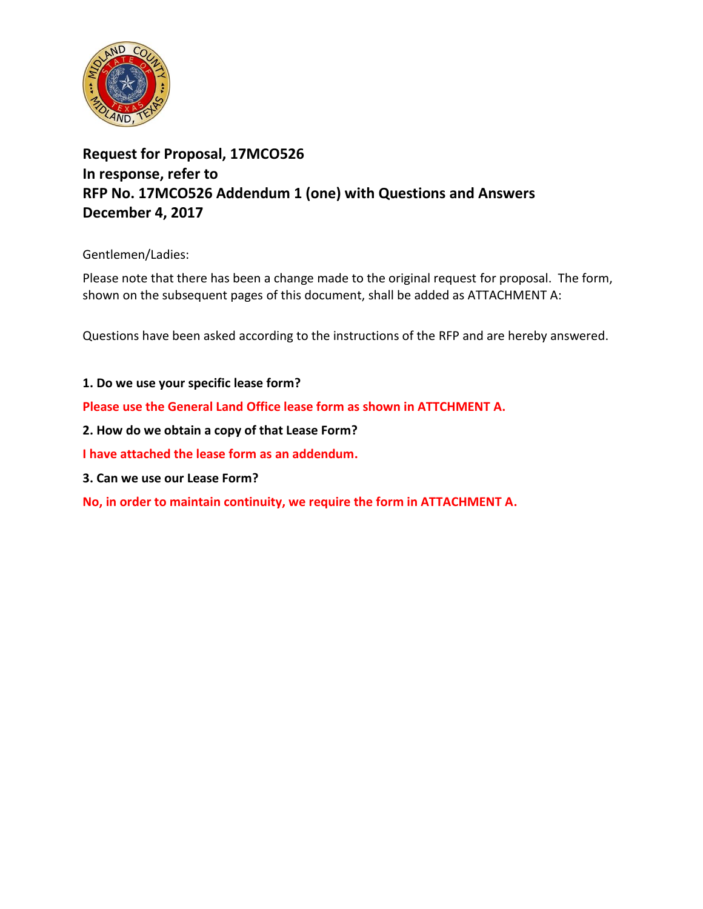**Request for Proposal, 17MCO526**
**In response, refer to**
**RFP No. 17MCO526 Addendum 1 (one) with Questions and Answers**
**December 4, 2017**

Gentlemen/Ladies:

Please note that there has been a change made to the original request for proposal. The form, shown on the subsequent pages of this document, shall be added as ATTACHMENT A:

Questions have been asked according to the instructions of the RFP and are hereby answered.

**1. Do we use your specific lease form?**

**Please use the General Land Office lease form as shown in ATTCHMENT A.**

**2. How do we obtain a copy of that Lease Form?**

**I have attached the lease form as an addendum.**

**3. Can we use our Lease Form?**

**No, in order to maintain continuity, we require the form in ATTACHMENT A.**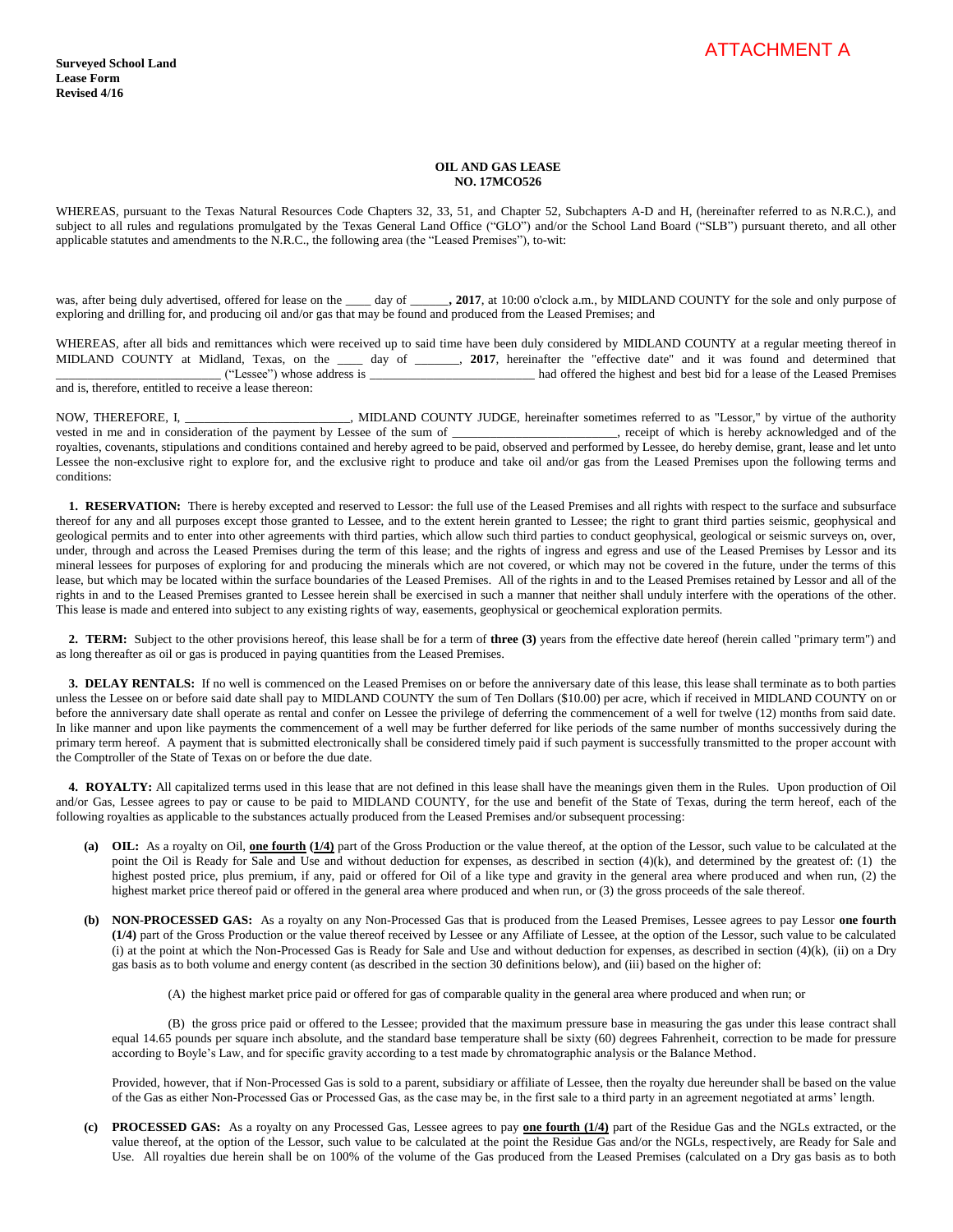ATTACHMENT A

**Surveyed School Land**
**Lease Form**
**Revised 4/16**

**OIL AND GAS LEASE**
**NO. 17MCO526**

WHEREAS, pursuant to the Texas Natural Resources Code Chapters 32, 33, 51, and Chapter 52, Subchapters A-D and H, (hereinafter referred to as N.R.C.), and subject to all rules and regulations promulgated by the Texas General Land Office ("GLO") and/or the School Land Board ("SLB") pursuant thereto, and all other applicable statutes and amendments to the N.R.C., the following area (the "Leased Premises"), to-wit:

was, after being duly advertised, offered for lease on the ____ day of ______**, 2017**, at 10:00 o'clock a.m., by MIDLAND COUNTY for the sole and only purpose of exploring and drilling for, and producing oil and/or gas that may be found and produced from the Leased Premises; and

WHEREAS, after all bids and remittances which were received up to said time have been duly considered by MIDLAND COUNTY at a regular meeting thereof in MIDLAND COUNTY at Midland, Texas, on the ____ day of _______, **2017**, hereinafter the "effective date" and it was found and determined that __________________________ ("Lessee") whose address is __________________________ had offered the highest and best bid for a lease of the Leased Premises and is, therefore, entitled to receive a lease thereon:

NOW, THEREFORE, I, __________________________, MIDLAND COUNTY JUDGE, hereinafter sometimes referred to as "Lessor," by virtue of the authority vested in me and in consideration of the payment by Lessee of the sum of __________________________, receipt of which is hereby acknowledged and of the royalties, covenants, stipulations and conditions contained and hereby agreed to be paid, observed and performed by Lessee, do hereby demise, grant, lease and let unto Lessee the non-exclusive right to explore for, and the exclusive right to produce and take oil and/or gas from the Leased Premises upon the following terms and conditions:

**1. RESERVATION:** There is hereby excepted and reserved to Lessor: the full use of the Leased Premises and all rights with respect to the surface and subsurface thereof for any and all purposes except those granted to Lessee, and to the extent herein granted to Lessee; the right to grant third parties seismic, geophysical and geological permits and to enter into other agreements with third parties, which allow such third parties to conduct geophysical, geological or seismic surveys on, over, under, through and across the Leased Premises during the term of this lease; and the rights of ingress and egress and use of the Leased Premises by Lessor and its mineral lessees for purposes of exploring for and producing the minerals which are not covered, or which may not be covered in the future, under the terms of this lease, but which may be located within the surface boundaries of the Leased Premises. All of the rights in and to the Leased Premises retained by Lessor and all of the rights in and to the Leased Premises granted to Lessee herein shall be exercised in such a manner that neither shall unduly interfere with the operations of the other. This lease is made and entered into subject to any existing rights of way, easements, geophysical or geochemical exploration permits.

**2. TERM:** Subject to the other provisions hereof, this lease shall be for a term of **three (3)** years from the effective date hereof (herein called "primary term") and as long thereafter as oil or gas is produced in paying quantities from the Leased Premises.

**3. DELAY RENTALS:** If no well is commenced on the Leased Premises on or before the anniversary date of this lease, this lease shall terminate as to both parties unless the Lessee on or before said date shall pay to MIDLAND COUNTY the sum of Ten Dollars ($10.00) per acre, which if received in MIDLAND COUNTY on or before the anniversary date shall operate as rental and confer on Lessee the privilege of deferring the commencement of a well for twelve (12) months from said date. In like manner and upon like payments the commencement of a well may be further deferred for like periods of the same number of months successively during the primary term hereof. A payment that is submitted electronically shall be considered timely paid if such payment is successfully transmitted to the proper account with the Comptroller of the State of Texas on or before the due date.

**4. ROYALTY:** All capitalized terms used in this lease that are not defined in this lease shall have the meanings given them in the Rules. Upon production of Oil and/or Gas, Lessee agrees to pay or cause to be paid to MIDLAND COUNTY, for the use and benefit of the State of Texas, during the term hereof, each of the following royalties as applicable to the substances actually produced from the Leased Premises and/or subsequent processing:

**(a) OIL:** As a royalty on Oil, **one fourth (1/4)** part of the Gross Production or the value thereof, at the option of the Lessor, such value to be calculated at the point the Oil is Ready for Sale and Use and without deduction for expenses, as described in section (4)(k), and determined by the greatest of: (1) the highest posted price, plus premium, if any, paid or offered for Oil of a like type and gravity in the general area where produced and when run, (2) the highest market price thereof paid or offered in the general area where produced and when run, or (3) the gross proceeds of the sale thereof.

**(b) NON-PROCESSED GAS:** As a royalty on any Non-Processed Gas that is produced from the Leased Premises, Lessee agrees to pay Lessor **one fourth (1/4)** part of the Gross Production or the value thereof received by Lessee or any Affiliate of Lessee, at the option of the Lessor, such value to be calculated (i) at the point at which the Non-Processed Gas is Ready for Sale and Use and without deduction for expenses, as described in section (4)(k), (ii) on a Dry gas basis as to both volume and energy content (as described in the section 30 definitions below), and (iii) based on the higher of:

(A) the highest market price paid or offered for gas of comparable quality in the general area where produced and when run; or

(B) the gross price paid or offered to the Lessee; provided that the maximum pressure base in measuring the gas under this lease contract shall equal 14.65 pounds per square inch absolute, and the standard base temperature shall be sixty (60) degrees Fahrenheit, correction to be made for pressure according to Boyle's Law, and for specific gravity according to a test made by chromatographic analysis or the Balance Method.

Provided, however, that if Non-Processed Gas is sold to a parent, subsidiary or affiliate of Lessee, then the royalty due hereunder shall be based on the value of the Gas as either Non-Processed Gas or Processed Gas, as the case may be, in the first sale to a third party in an agreement negotiated at arms' length.

**(c) PROCESSED GAS:** As a royalty on any Processed Gas, Lessee agrees to pay **one fourth (1/4)** part of the Residue Gas and the NGLs extracted, or the value thereof, at the option of the Lessor, such value to be calculated at the point the Residue Gas and/or the NGLs, respectively, are Ready for Sale and Use. All royalties due herein shall be on 100% of the volume of the Gas produced from the Leased Premises (calculated on a Dry gas basis as to both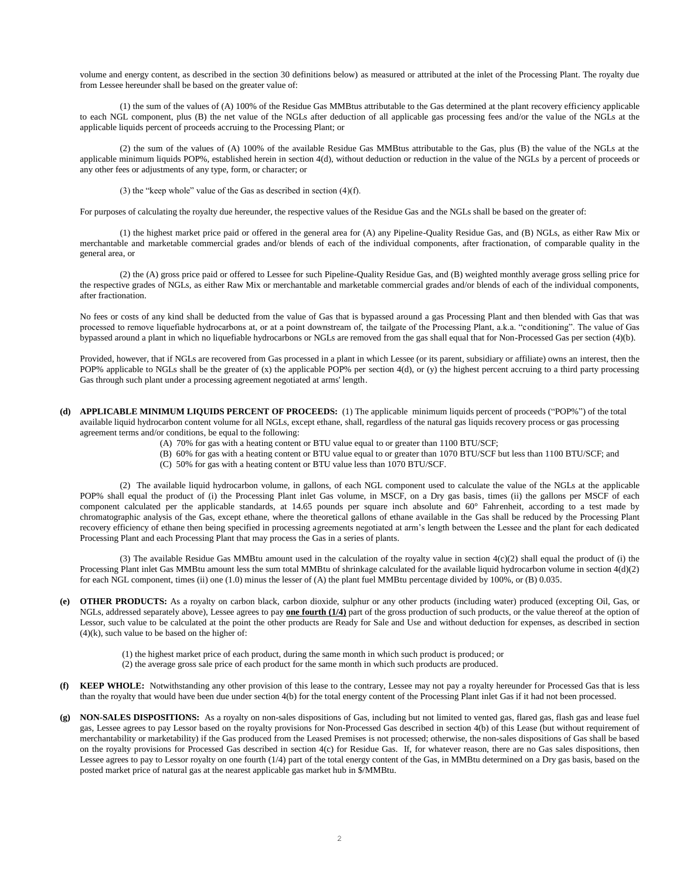volume and energy content, as described in the section 30 definitions below) as measured or attributed at the inlet of the Processing Plant. The royalty due from Lessee hereunder shall be based on the greater value of:

(1) the sum of the values of (A) 100% of the Residue Gas MMBtus attributable to the Gas determined at the plant recovery efficiency applicable to each NGL component, plus (B) the net value of the NGLs after deduction of all applicable gas processing fees and/or the value of the NGLs at the applicable liquids percent of proceeds accruing to the Processing Plant; or

(2) the sum of the values of (A) 100% of the available Residue Gas MMBtus attributable to the Gas, plus (B) the value of the NGLs at the applicable minimum liquids POP%, established herein in section 4(d), without deduction or reduction in the value of the NGLs by a percent of proceeds or any other fees or adjustments of any type, form, or character; or

(3) the "keep whole" value of the Gas as described in section (4)(f).

For purposes of calculating the royalty due hereunder, the respective values of the Residue Gas and the NGLs shall be based on the greater of:

(1) the highest market price paid or offered in the general area for (A) any Pipeline-Quality Residue Gas, and (B) NGLs, as either Raw Mix or merchantable and marketable commercial grades and/or blends of each of the individual components, after fractionation, of comparable quality in the general area, or

(2) the (A) gross price paid or offered to Lessee for such Pipeline-Quality Residue Gas, and (B) weighted monthly average gross selling price for the respective grades of NGLs, as either Raw Mix or merchantable and marketable commercial grades and/or blends of each of the individual components, after fractionation.

No fees or costs of any kind shall be deducted from the value of Gas that is bypassed around a gas Processing Plant and then blended with Gas that was processed to remove liquefiable hydrocarbons at, or at a point downstream of, the tailgate of the Processing Plant, a.k.a. "conditioning". The value of Gas bypassed around a plant in which no liquefiable hydrocarbons or NGLs are removed from the gas shall equal that for Non-Processed Gas per section (4)(b).

Provided, however, that if NGLs are recovered from Gas processed in a plant in which Lessee (or its parent, subsidiary or affiliate) owns an interest, then the POP% applicable to NGLs shall be the greater of (x) the applicable POP% per section 4(d), or (y) the highest percent accruing to a third party processing Gas through such plant under a processing agreement negotiated at arms' length.

**(d) APPLICABLE MINIMUM LIQUIDS PERCENT OF PROCEEDS:** (1) The applicable minimum liquids percent of proceeds ("POP%") of the total available liquid hydrocarbon content volume for all NGLs, except ethane, shall, regardless of the natural gas liquids recovery process or gas processing agreement terms and/or conditions, be equal to the following:

(A) 70% for gas with a heating content or BTU value equal to or greater than 1100 BTU/SCF;
(B) 60% for gas with a heating content or BTU value equal to or greater than 1070 BTU/SCF but less than 1100 BTU/SCF; and
(C) 50% for gas with a heating content or BTU value less than 1070 BTU/SCF.

(2) The available liquid hydrocarbon volume, in gallons, of each NGL component used to calculate the value of the NGLs at the applicable POP% shall equal the product of (i) the Processing Plant inlet Gas volume, in MSCF, on a Dry gas basis, times (ii) the gallons per MSCF of each component calculated per the applicable standards, at 14.65 pounds per square inch absolute and 60° Fahrenheit, according to a test made by chromatographic analysis of the Gas, except ethane, where the theoretical gallons of ethane available in the Gas shall be reduced by the Processing Plant recovery efficiency of ethane then being specified in processing agreements negotiated at arm's length between the Lessee and the plant for each dedicated Processing Plant and each Processing Plant that may process the Gas in a series of plants.

(3) The available Residue Gas MMBtu amount used in the calculation of the royalty value in section 4(c)(2) shall equal the product of (i) the Processing Plant inlet Gas MMBtu amount less the sum total MMBtu of shrinkage calculated for the available liquid hydrocarbon volume in section 4(d)(2) for each NGL component, times (ii) one (1.0) minus the lesser of (A) the plant fuel MMBtu percentage divided by 100%, or (B) 0.035.

**(e) OTHER PRODUCTS:** As a royalty on carbon black, carbon dioxide, sulphur or any other products (including water) produced (excepting Oil, Gas, or NGLs, addressed separately above), Lessee agrees to pay **one fourth (1/4)** part of the gross production of such products, or the value thereof at the option of Lessor, such value to be calculated at the point the other products are Ready for Sale and Use and without deduction for expenses, as described in section (4)(k), such value to be based on the higher of:

(1) the highest market price of each product, during the same month in which such product is produced; or
(2) the average gross sale price of each product for the same month in which such products are produced.

**(f) KEEP WHOLE:** Notwithstanding any other provision of this lease to the contrary, Lessee may not pay a royalty hereunder for Processed Gas that is less than the royalty that would have been due under section 4(b) for the total energy content of the Processing Plant inlet Gas if it had not been processed.

**(g) NON-SALES DISPOSITIONS:** As a royalty on non-sales dispositions of Gas, including but not limited to vented gas, flared gas, flash gas and lease fuel gas, Lessee agrees to pay Lessor based on the royalty provisions for Non-Processed Gas described in section 4(b) of this Lease (but without requirement of merchantability or marketability) if the Gas produced from the Leased Premises is not processed; otherwise, the non-sales dispositions of Gas shall be based on the royalty provisions for Processed Gas described in section 4(c) for Residue Gas. If, for whatever reason, there are no Gas sales dispositions, then Lessee agrees to pay to Lessor royalty on one fourth (1/4) part of the total energy content of the Gas, in MMBtu determined on a Dry gas basis, based on the posted market price of natural gas at the nearest applicable gas market hub in \$/MMBtu.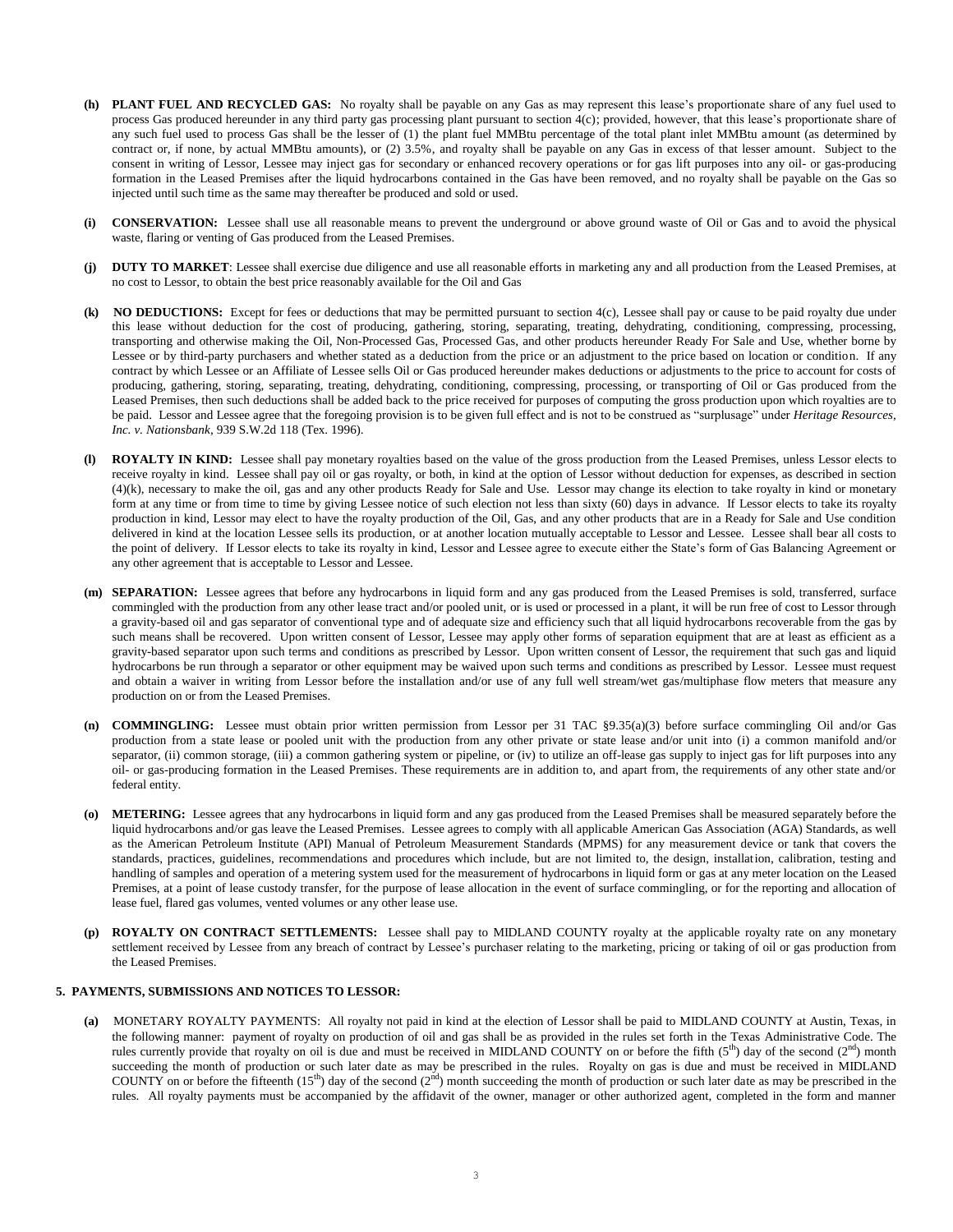- **(h) PLANT FUEL AND RECYCLED GAS:** No royalty shall be payable on any Gas as may represent this lease's proportionate share of any fuel used to process Gas produced hereunder in any third party gas processing plant pursuant to section 4(c); provided, however, that this lease's proportionate share of any such fuel used to process Gas shall be the lesser of (1) the plant fuel MMBtu percentage of the total plant inlet MMBtu amount (as determined by contract or, if none, by actual MMBtu amounts), or (2) 3.5%, and royalty shall be payable on any Gas in excess of that lesser amount. Subject to the consent in writing of Lessor, Lessee may inject gas for secondary or enhanced recovery operations or for gas lift purposes into any oil- or gas-producing formation in the Leased Premises after the liquid hydrocarbons contained in the Gas have been removed, and no royalty shall be payable on the Gas so injected until such time as the same may thereafter be produced and sold or used.

- **(i) CONSERVATION:** Lessee shall use all reasonable means to prevent the underground or above ground waste of Oil or Gas and to avoid the physical waste, flaring or venting of Gas produced from the Leased Premises.

- **(j) DUTY TO MARKET**: Lessee shall exercise due diligence and use all reasonable efforts in marketing any and all production from the Leased Premises, at no cost to Lessor, to obtain the best price reasonably available for the Oil and Gas

- **(k) NO DEDUCTIONS:** Except for fees or deductions that may be permitted pursuant to section 4(c), Lessee shall pay or cause to be paid royalty due under this lease without deduction for the cost of producing, gathering, storing, separating, treating, dehydrating, conditioning, compressing, processing, transporting and otherwise making the Oil, Non-Processed Gas, Processed Gas, and other products hereunder Ready For Sale and Use, whether borne by Lessee or by third-party purchasers and whether stated as a deduction from the price or an adjustment to the price based on location or condition. If any contract by which Lessee or an Affiliate of Lessee sells Oil or Gas produced hereunder makes deductions or adjustments to the price to account for costs of producing, gathering, storing, separating, treating, dehydrating, conditioning, compressing, processing, or transporting of Oil or Gas produced from the Leased Premises, then such deductions shall be added back to the price received for purposes of computing the gross production upon which royalties are to be paid. Lessor and Lessee agree that the foregoing provision is to be given full effect and is not to be construed as "surplusage" under *Heritage Resources, Inc. v. Nationsbank*, 939 S.W.2d 118 (Tex. 1996).

- **(l) ROYALTY IN KIND:** Lessee shall pay monetary royalties based on the value of the gross production from the Leased Premises, unless Lessor elects to receive royalty in kind. Lessee shall pay oil or gas royalty, or both, in kind at the option of Lessor without deduction for expenses, as described in section (4)(k), necessary to make the oil, gas and any other products Ready for Sale and Use. Lessor may change its election to take royalty in kind or monetary form at any time or from time to time by giving Lessee notice of such election not less than sixty (60) days in advance. If Lessor elects to take its royalty production in kind, Lessor may elect to have the royalty production of the Oil, Gas, and any other products that are in a Ready for Sale and Use condition delivered in kind at the location Lessee sells its production, or at another location mutually acceptable to Lessor and Lessee. Lessee shall bear all costs to the point of delivery. If Lessor elects to take its royalty in kind, Lessor and Lessee agree to execute either the State's form of Gas Balancing Agreement or any other agreement that is acceptable to Lessor and Lessee.

- **(m) SEPARATION:** Lessee agrees that before any hydrocarbons in liquid form and any gas produced from the Leased Premises is sold, transferred, surface commingled with the production from any other lease tract and/or pooled unit, or is used or processed in a plant, it will be run free of cost to Lessor through a gravity-based oil and gas separator of conventional type and of adequate size and efficiency such that all liquid hydrocarbons recoverable from the gas by such means shall be recovered. Upon written consent of Lessor, Lessee may apply other forms of separation equipment that are at least as efficient as a gravity-based separator upon such terms and conditions as prescribed by Lessor. Upon written consent of Lessor, the requirement that such gas and liquid hydrocarbons be run through a separator or other equipment may be waived upon such terms and conditions as prescribed by Lessor. Lessee must request and obtain a waiver in writing from Lessor before the installation and/or use of any full well stream/wet gas/multiphase flow meters that measure any production on or from the Leased Premises.

- **(n) COMMINGLING:** Lessee must obtain prior written permission from Lessor per 31 TAC §9.35(a)(3) before surface commingling Oil and/or Gas production from a state lease or pooled unit with the production from any other private or state lease and/or unit into (i) a common manifold and/or separator, (ii) common storage, (iii) a common gathering system or pipeline, or (iv) to utilize an off-lease gas supply to inject gas for lift purposes into any oil- or gas-producing formation in the Leased Premises. These requirements are in addition to, and apart from, the requirements of any other state and/or federal entity.

- **(o) METERING:** Lessee agrees that any hydrocarbons in liquid form and any gas produced from the Leased Premises shall be measured separately before the liquid hydrocarbons and/or gas leave the Leased Premises. Lessee agrees to comply with all applicable American Gas Association (AGA) Standards, as well as the American Petroleum Institute (API) Manual of Petroleum Measurement Standards (MPMS) for any measurement device or tank that covers the standards, practices, guidelines, recommendations and procedures which include, but are not limited to, the design, installation, calibration, testing and handling of samples and operation of a metering system used for the measurement of hydrocarbons in liquid form or gas at any meter location on the Leased Premises, at a point of lease custody transfer, for the purpose of lease allocation in the event of surface commingling, or for the reporting and allocation of lease fuel, flared gas volumes, vented volumes or any other lease use.

- **(p) ROYALTY ON CONTRACT SETTLEMENTS:** Lessee shall pay to MIDLAND COUNTY royalty at the applicable royalty rate on any monetary settlement received by Lessee from any breach of contract by Lessee's purchaser relating to the marketing, pricing or taking of oil or gas production from the Leased Premises.

**5. PAYMENTS, SUBMISSIONS AND NOTICES TO LESSOR:**

- **(a)** MONETARY ROYALTY PAYMENTS: All royalty not paid in kind at the election of Lessor shall be paid to MIDLAND COUNTY at Austin, Texas, in the following manner: payment of royalty on production of oil and gas shall be as provided in the rules set forth in the Texas Administrative Code. The rules currently provide that royalty on oil is due and must be received in MIDLAND COUNTY on or before the fifth (5th) day of the second (2nd) month succeeding the month of production or such later date as may be prescribed in the rules. Royalty on gas is due and must be received in MIDLAND COUNTY on or before the fifteenth (15th) day of the second (2nd) month succeeding the month of production or such later date as may be prescribed in the rules. All royalty payments must be accompanied by the affidavit of the owner, manager or other authorized agent, completed in the form and manner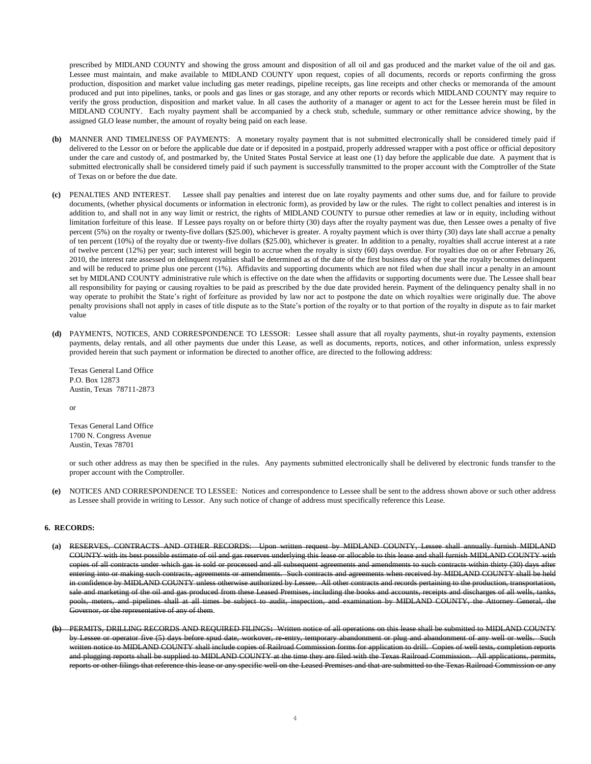prescribed by MIDLAND COUNTY and showing the gross amount and disposition of all oil and gas produced and the market value of the oil and gas. Lessee must maintain, and make available to MIDLAND COUNTY upon request, copies of all documents, records or reports confirming the gross production, disposition and market value including gas meter readings, pipeline receipts, gas line receipts and other checks or memoranda of the amount produced and put into pipelines, tanks, or pools and gas lines or gas storage, and any other reports or records which MIDLAND COUNTY may require to verify the gross production, disposition and market value. In all cases the authority of a manager or agent to act for the Lessee herein must be filed in MIDLAND COUNTY. Each royalty payment shall be accompanied by a check stub, schedule, summary or other remittance advice showing, by the assigned GLO lease number, the amount of royalty being paid on each lease.

**(b)** MANNER AND TIMELINESS OF PAYMENTS: A monetary royalty payment that is not submitted electronically shall be considered timely paid if delivered to the Lessor on or before the applicable due date or if deposited in a postpaid, properly addressed wrapper with a post office or official depository under the care and custody of, and postmarked by, the United States Postal Service at least one (1) day before the applicable due date. A payment that is submitted electronically shall be considered timely paid if such payment is successfully transmitted to the proper account with the Comptroller of the State of Texas on or before the due date.

**(c)** PENALTIES AND INTEREST. Lessee shall pay penalties and interest due on late royalty payments and other sums due, and for failure to provide documents, (whether physical documents or information in electronic form), as provided by law or the rules. The right to collect penalties and interest is in addition to, and shall not in any way limit or restrict, the rights of MIDLAND COUNTY to pursue other remedies at law or in equity, including without limitation forfeiture of this lease. If Lessee pays royalty on or before thirty (30) days after the royalty payment was due, then Lessee owes a penalty of five percent (5%) on the royalty or twenty-five dollars ($25.00), whichever is greater. A royalty payment which is over thirty (30) days late shall accrue a penalty of ten percent (10%) of the royalty due or twenty-five dollars ($25.00), whichever is greater. In addition to a penalty, royalties shall accrue interest at a rate of twelve percent (12%) per year; such interest will begin to accrue when the royalty is sixty (60) days overdue. For royalties due on or after February 26, 2010, the interest rate assessed on delinquent royalties shall be determined as of the date of the first business day of the year the royalty becomes delinquent and will be reduced to prime plus one percent (1%). Affidavits and supporting documents which are not filed when due shall incur a penalty in an amount set by MIDLAND COUNTY administrative rule which is effective on the date when the affidavits or supporting documents were due. The Lessee shall bear all responsibility for paying or causing royalties to be paid as prescribed by the due date provided herein. Payment of the delinquency penalty shall in no way operate to prohibit the State's right of forfeiture as provided by law nor act to postpone the date on which royalties were originally due. The above penalty provisions shall not apply in cases of title dispute as to the State's portion of the royalty or to that portion of the royalty in dispute as to fair market value

**(d)** PAYMENTS, NOTICES, AND CORRESPONDENCE TO LESSOR: Lessee shall assure that all royalty payments, shut-in royalty payments, extension payments, delay rentals, and all other payments due under this Lease, as well as documents, reports, notices, and other information, unless expressly provided herein that such payment or information be directed to another office, are directed to the following address:

Texas General Land Office
P.O. Box 12873
Austin, Texas 78711-2873

or

Texas General Land Office
1700 N. Congress Avenue
Austin, Texas 78701

or such other address as may then be specified in the rules. Any payments submitted electronically shall be delivered by electronic funds transfer to the proper account with the Comptroller.

**(e)** NOTICES AND CORRESPONDENCE TO LESSEE: Notices and correspondence to Lessee shall be sent to the address shown above or such other address as Lessee shall provide in writing to Lessor. Any such notice of change of address must specifically reference this Lease.

**6. RECORDS:**

**(a)** ~~RESERVES, CONTRACTS AND OTHER RECORDS: Upon written request by MIDLAND COUNTY, Lessee shall annually furnish MIDLAND COUNTY with its best possible estimate of oil and gas reserves underlying this lease or allocable to this lease and shall furnish MIDLAND COUNTY with copies of all contracts under which gas is sold or processed and all subsequent agreements and amendments to such contracts within thirty (30) days after entering into or making such contracts, agreements or amendments. Such contracts and agreements when received by MIDLAND COUNTY shall be held in confidence by MIDLAND COUNTY unless otherwise authorized by Lessee. All other contracts and records pertaining to the production, transportation, sale and marketing of the oil and gas produced from these Leased Premises, including the books and accounts, receipts and discharges of all wells, tanks, pools, meters, and pipelines shall at all times be subject to audit, inspection, and examination by MIDLAND COUNTY, the Attorney General, the Governor, or the representative of any of them.~~

**~~(b)~~** ~~PERMITS, DRILLING RECORDS AND REQUIRED FILINGS: Written notice of all operations on this lease shall be submitted to MIDLAND COUNTY by Lessee or operator five (5) days before spud date, workover, re-entry, temporary abandonment or plug and abandonment of any well or wells. Such written notice to MIDLAND COUNTY shall include copies of Railroad Commission forms for application to drill. Copies of well tests, completion reports and plugging reports shall be supplied to MIDLAND COUNTY at the time they are filed with the Texas Railroad Commission. All applications, permits, reports or other filings that reference this lease or any specific well on the Leased Premises and that are submitted to the Texas Railroad Commission or any~~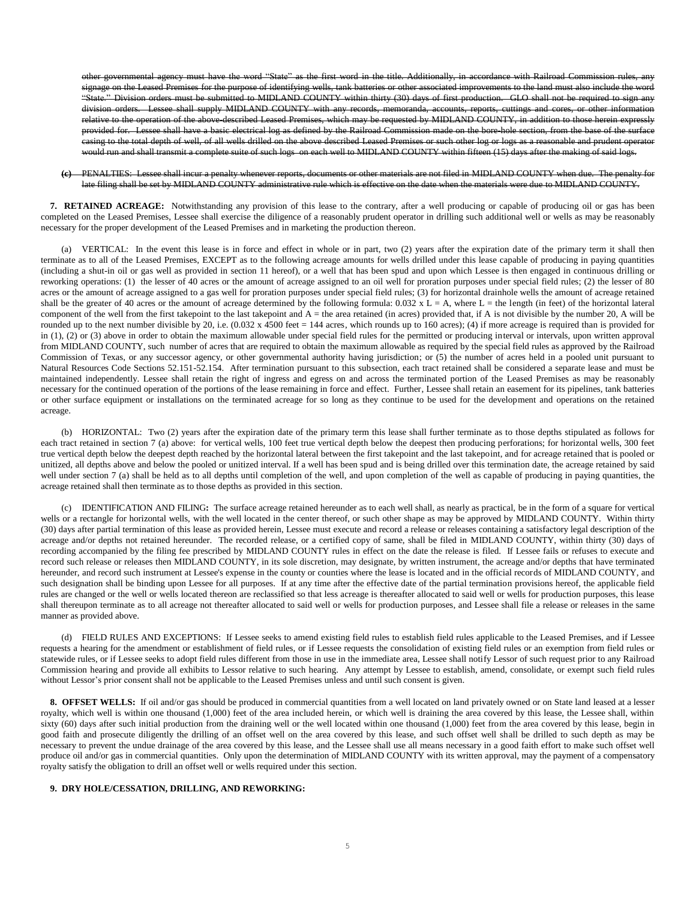~~other governmental agency must have the word "State" as the first word in the title. Additionally, in accordance with Railroad Commission rules, any signage on the Leased Premises for the purpose of identifying wells, tank batteries or other associated improvements to the land must also include the word "State." Division orders must be submitted to MIDLAND COUNTY within thirty (30) days of first production. GLO shall not be required to sign any division orders. Lessee shall supply MIDLAND COUNTY with any records, memoranda, accounts, reports, cuttings and cores, or other information relative to the operation of the above-described Leased Premises, which may be requested by MIDLAND COUNTY, in addition to those herein expressly provided for. Lessee shall have a basic electrical log as defined by the Railroad Commission made on the bore-hole section, from the base of the surface casing to the total depth of well, of all wells drilled on the above described Leased Premises or such other log or logs as a reasonable and prudent operator would run and shall transmit a complete suite of such logs on each well to MIDLAND COUNTY within fifteen (15) days after the making of said logs.~~

~~**(c)** PENALTIES: Lessee shall incur a penalty whenever reports, documents or other materials are not filed in MIDLAND COUNTY when due. The penalty for late filing shall be set by MIDLAND COUNTY administrative rule which is effective on the date when the materials were due to MIDLAND COUNTY.~~

**7. RETAINED ACREAGE:** Notwithstanding any provision of this lease to the contrary, after a well producing or capable of producing oil or gas has been completed on the Leased Premises, Lessee shall exercise the diligence of a reasonably prudent operator in drilling such additional well or wells as may be reasonably necessary for the proper development of the Leased Premises and in marketing the production thereon.

(a) VERTICAL: In the event this lease is in force and effect in whole or in part, two (2) years after the expiration date of the primary term it shall then terminate as to all of the Leased Premises, EXCEPT as to the following acreage amounts for wells drilled under this lease capable of producing in paying quantities (including a shut-in oil or gas well as provided in section 11 hereof), or a well that has been spud and upon which Lessee is then engaged in continuous drilling or reworking operations: (1) the lesser of 40 acres or the amount of acreage assigned to an oil well for proration purposes under special field rules; (2) the lesser of 80 acres or the amount of acreage assigned to a gas well for proration purposes under special field rules; (3) for horizontal drainhole wells the amount of acreage retained shall be the greater of 40 acres or the amount of acreage determined by the following formula: 0.032 x L = A, where L = the length (in feet) of the horizontal lateral component of the well from the first takepoint to the last takepoint and A = the area retained (in acres) provided that, if A is not divisible by the number 20, A will be rounded up to the next number divisible by 20, i.e. (0.032 x 4500 feet = 144 acres, which rounds up to 160 acres); (4) if more acreage is required than is provided for in (1), (2) or (3) above in order to obtain the maximum allowable under special field rules for the permitted or producing interval or intervals, upon written approval from MIDLAND COUNTY, such number of acres that are required to obtain the maximum allowable as required by the special field rules as approved by the Railroad Commission of Texas, or any successor agency, or other governmental authority having jurisdiction; or (5) the number of acres held in a pooled unit pursuant to Natural Resources Code Sections 52.151-52.154. After termination pursuant to this subsection, each tract retained shall be considered a separate lease and must be maintained independently. Lessee shall retain the right of ingress and egress on and across the terminated portion of the Leased Premises as may be reasonably necessary for the continued operation of the portions of the lease remaining in force and effect. Further, Lessee shall retain an easement for its pipelines, tank batteries or other surface equipment or installations on the terminated acreage for so long as they continue to be used for the development and operations on the retained acreage.

(b) HORIZONTAL: Two (2) years after the expiration date of the primary term this lease shall further terminate as to those depths stipulated as follows for each tract retained in section 7 (a) above: for vertical wells, 100 feet true vertical depth below the deepest then producing perforations; for horizontal wells, 300 feet true vertical depth below the deepest depth reached by the horizontal lateral between the first takepoint and the last takepoint, and for acreage retained that is pooled or unitized, all depths above and below the pooled or unitized interval. If a well has been spud and is being drilled over this termination date, the acreage retained by said well under section 7 (a) shall be held as to all depths until completion of the well, and upon completion of the well as capable of producing in paying quantities, the acreage retained shall then terminate as to those depths as provided in this section.

(c) IDENTIFICATION AND FILING**:** The surface acreage retained hereunder as to each well shall, as nearly as practical, be in the form of a square for vertical wells or a rectangle for horizontal wells, with the well located in the center thereof, or such other shape as may be approved by MIDLAND COUNTY. Within thirty (30) days after partial termination of this lease as provided herein, Lessee must execute and record a release or releases containing a satisfactory legal description of the acreage and/or depths not retained hereunder. The recorded release, or a certified copy of same, shall be filed in MIDLAND COUNTY, within thirty (30) days of recording accompanied by the filing fee prescribed by MIDLAND COUNTY rules in effect on the date the release is filed. If Lessee fails or refuses to execute and record such release or releases then MIDLAND COUNTY, in its sole discretion, may designate, by written instrument, the acreage and/or depths that have terminated hereunder, and record such instrument at Lessee's expense in the county or counties where the lease is located and in the official records of MIDLAND COUNTY, and such designation shall be binding upon Lessee for all purposes. If at any time after the effective date of the partial termination provisions hereof, the applicable field rules are changed or the well or wells located thereon are reclassified so that less acreage is thereafter allocated to said well or wells for production purposes, this lease shall thereupon terminate as to all acreage not thereafter allocated to said well or wells for production purposes, and Lessee shall file a release or releases in the same manner as provided above.

(d) FIELD RULES AND EXCEPTIONS: If Lessee seeks to amend existing field rules to establish field rules applicable to the Leased Premises, and if Lessee requests a hearing for the amendment or establishment of field rules, or if Lessee requests the consolidation of existing field rules or an exemption from field rules or statewide rules, or if Lessee seeks to adopt field rules different from those in use in the immediate area, Lessee shall notify Lessor of such request prior to any Railroad Commission hearing and provide all exhibits to Lessor relative to such hearing. Any attempt by Lessee to establish, amend, consolidate, or exempt such field rules without Lessor's prior consent shall not be applicable to the Leased Premises unless and until such consent is given.

**8. OFFSET WELLS:** If oil and/or gas should be produced in commercial quantities from a well located on land privately owned or on State land leased at a lesser royalty, which well is within one thousand (1,000) feet of the area included herein, or which well is draining the area covered by this lease, the Lessee shall, within sixty (60) days after such initial production from the draining well or the well located within one thousand (1,000) feet from the area covered by this lease, begin in good faith and prosecute diligently the drilling of an offset well on the area covered by this lease, and such offset well shall be drilled to such depth as may be necessary to prevent the undue drainage of the area covered by this lease, and the Lessee shall use all means necessary in a good faith effort to make such offset well produce oil and/or gas in commercial quantities. Only upon the determination of MIDLAND COUNTY with its written approval, may the payment of a compensatory royalty satisfy the obligation to drill an offset well or wells required under this section.

**9. DRY HOLE/CESSATION, DRILLING, AND REWORKING:**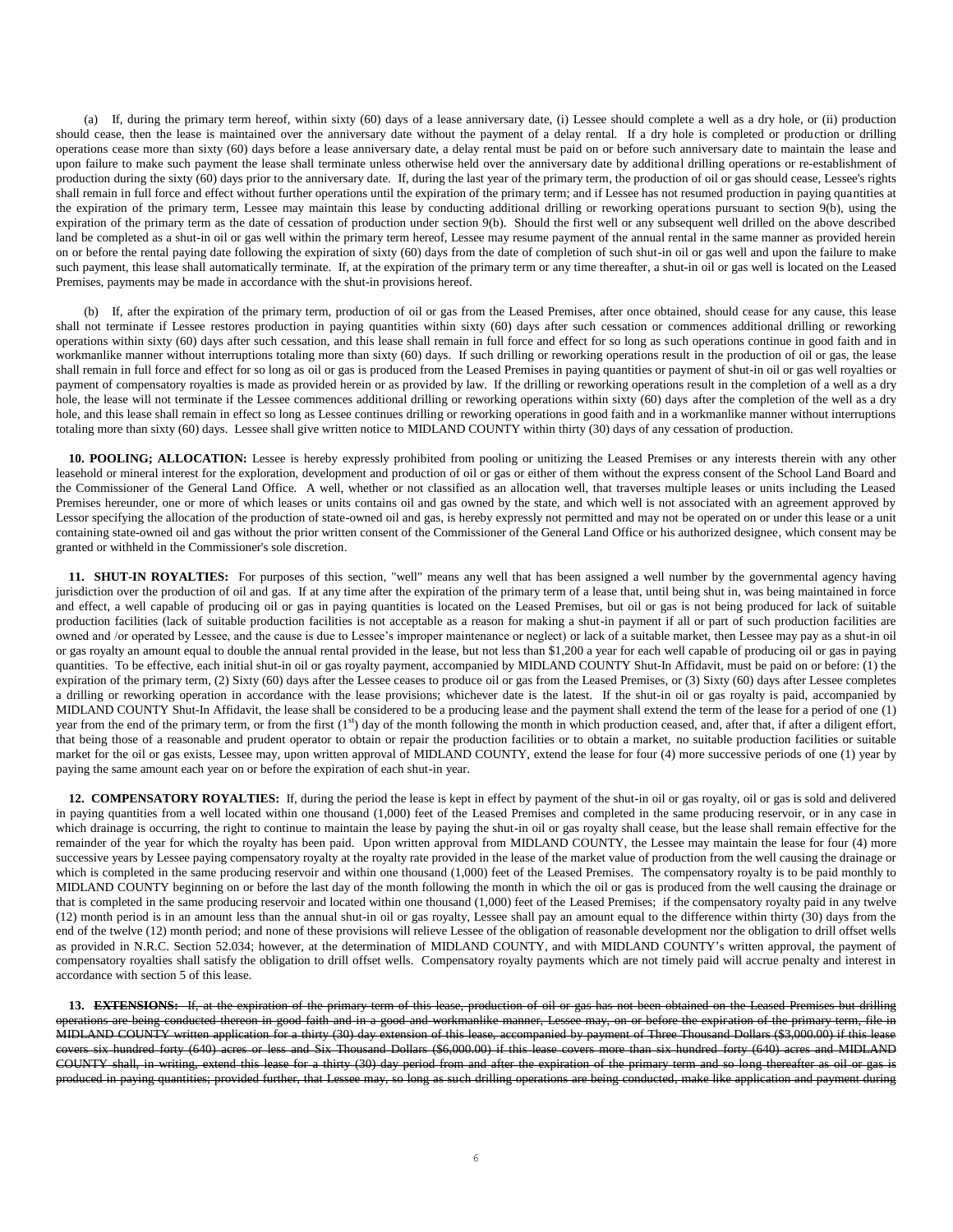(a) If, during the primary term hereof, within sixty (60) days of a lease anniversary date, (i) Lessee should complete a well as a dry hole, or (ii) production should cease, then the lease is maintained over the anniversary date without the payment of a delay rental. If a dry hole is completed or production or drilling operations cease more than sixty (60) days before a lease anniversary date, a delay rental must be paid on or before such anniversary date to maintain the lease and upon failure to make such payment the lease shall terminate unless otherwise held over the anniversary date by additional drilling operations or re-establishment of production during the sixty (60) days prior to the anniversary date. If, during the last year of the primary term, the production of oil or gas should cease, Lessee's rights shall remain in full force and effect without further operations until the expiration of the primary term; and if Lessee has not resumed production in paying quantities at the expiration of the primary term, Lessee may maintain this lease by conducting additional drilling or reworking operations pursuant to section 9(b), using the expiration of the primary term as the date of cessation of production under section 9(b). Should the first well or any subsequent well drilled on the above described land be completed as a shut-in oil or gas well within the primary term hereof, Lessee may resume payment of the annual rental in the same manner as provided herein on or before the rental paying date following the expiration of sixty (60) days from the date of completion of such shut-in oil or gas well and upon the failure to make such payment, this lease shall automatically terminate. If, at the expiration of the primary term or any time thereafter, a shut-in oil or gas well is located on the Leased Premises, payments may be made in accordance with the shut-in provisions hereof.

(b) If, after the expiration of the primary term, production of oil or gas from the Leased Premises, after once obtained, should cease for any cause, this lease shall not terminate if Lessee restores production in paying quantities within sixty (60) days after such cessation or commences additional drilling or reworking operations within sixty (60) days after such cessation, and this lease shall remain in full force and effect for so long as such operations continue in good faith and in workmanlike manner without interruptions totaling more than sixty (60) days. If such drilling or reworking operations result in the production of oil or gas, the lease shall remain in full force and effect for so long as oil or gas is produced from the Leased Premises in paying quantities or payment of shut-in oil or gas well royalties or payment of compensatory royalties is made as provided herein or as provided by law. If the drilling or reworking operations result in the completion of a well as a dry hole, the lease will not terminate if the Lessee commences additional drilling or reworking operations within sixty (60) days after the completion of the well as a dry hole, and this lease shall remain in effect so long as Lessee continues drilling or reworking operations in good faith and in a workmanlike manner without interruptions totaling more than sixty (60) days. Lessee shall give written notice to MIDLAND COUNTY within thirty (30) days of any cessation of production.

**10. POOLING; ALLOCATION:** Lessee is hereby expressly prohibited from pooling or unitizing the Leased Premises or any interests therein with any other leasehold or mineral interest for the exploration, development and production of oil or gas or either of them without the express consent of the School Land Board and the Commissioner of the General Land Office. A well, whether or not classified as an allocation well, that traverses multiple leases or units including the Leased Premises hereunder, one or more of which leases or units contains oil and gas owned by the state, and which well is not associated with an agreement approved by Lessor specifying the allocation of the production of state-owned oil and gas, is hereby expressly not permitted and may not be operated on or under this lease or a unit containing state-owned oil and gas without the prior written consent of the Commissioner of the General Land Office or his authorized designee, which consent may be granted or withheld in the Commissioner's sole discretion.

**11. SHUT-IN ROYALTIES:** For purposes of this section, "well" means any well that has been assigned a well number by the governmental agency having jurisdiction over the production of oil and gas. If at any time after the expiration of the primary term of a lease that, until being shut in, was being maintained in force and effect, a well capable of producing oil or gas in paying quantities is located on the Leased Premises, but oil or gas is not being produced for lack of suitable production facilities (lack of suitable production facilities is not acceptable as a reason for making a shut-in payment if all or part of such production facilities are owned and /or operated by Lessee, and the cause is due to Lessee's improper maintenance or neglect) or lack of a suitable market, then Lessee may pay as a shut-in oil or gas royalty an amount equal to double the annual rental provided in the lease, but not less than $1,200 a year for each well capable of producing oil or gas in paying quantities. To be effective, each initial shut-in oil or gas royalty payment, accompanied by MIDLAND COUNTY Shut-In Affidavit, must be paid on or before: (1) the expiration of the primary term, (2) Sixty (60) days after the Lessee ceases to produce oil or gas from the Leased Premises, or (3) Sixty (60) days after Lessee completes a drilling or reworking operation in accordance with the lease provisions; whichever date is the latest. If the shut-in oil or gas royalty is paid, accompanied by MIDLAND COUNTY Shut-In Affidavit, the lease shall be considered to be a producing lease and the payment shall extend the term of the lease for a period of one (1) year from the end of the primary term, or from the first (1st) day of the month following the month in which production ceased, and, after that, if after a diligent effort, that being those of a reasonable and prudent operator to obtain or repair the production facilities or to obtain a market, no suitable production facilities or suitable market for the oil or gas exists, Lessee may, upon written approval of MIDLAND COUNTY, extend the lease for four (4) more successive periods of one (1) year by paying the same amount each year on or before the expiration of each shut-in year.

**12. COMPENSATORY ROYALTIES:** If, during the period the lease is kept in effect by payment of the shut-in oil or gas royalty, oil or gas is sold and delivered in paying quantities from a well located within one thousand (1,000) feet of the Leased Premises and completed in the same producing reservoir, or in any case in which drainage is occurring, the right to continue to maintain the lease by paying the shut-in oil or gas royalty shall cease, but the lease shall remain effective for the remainder of the year for which the royalty has been paid. Upon written approval from MIDLAND COUNTY, the Lessee may maintain the lease for four (4) more successive years by Lessee paying compensatory royalty at the royalty rate provided in the lease of the market value of production from the well causing the drainage or which is completed in the same producing reservoir and within one thousand (1,000) feet of the Leased Premises. The compensatory royalty is to be paid monthly to MIDLAND COUNTY beginning on or before the last day of the month following the month in which the oil or gas is produced from the well causing the drainage or that is completed in the same producing reservoir and located within one thousand (1,000) feet of the Leased Premises; if the compensatory royalty paid in any twelve (12) month period is in an amount less than the annual shut-in oil or gas royalty, Lessee shall pay an amount equal to the difference within thirty (30) days from the end of the twelve (12) month period; and none of these provisions will relieve Lessee of the obligation of reasonable development nor the obligation to drill offset wells as provided in N.R.C. Section 52.034; however, at the determination of MIDLAND COUNTY, and with MIDLAND COUNTY's written approval, the payment of compensatory royalties shall satisfy the obligation to drill offset wells. Compensatory royalty payments which are not timely paid will accrue penalty and interest in accordance with section 5 of this lease.

**13.** ~~**EXTENSIONS:** If, at the expiration of the primary term of this lease, production of oil or gas has not been obtained on the Leased Premises but drilling operations are being conducted thereon in good faith and in a good and workmanlike manner, Lessee may, on or before the expiration of the primary term, file in MIDLAND COUNTY written application for a thirty (30) day extension of this lease, accompanied by payment of Three Thousand Dollars ($3,000.00) if this lease covers six hundred forty (640) acres or less and Six Thousand Dollars ($6,000.00) if this lease covers more than six hundred forty (640) acres and MIDLAND COUNTY shall, in writing, extend this lease for a thirty (30) day period from and after the expiration of the primary term and so long thereafter as oil or gas is produced in paying quantities; provided further, that Lessee may, so long as such drilling operations are being conducted, make like application and payment during~~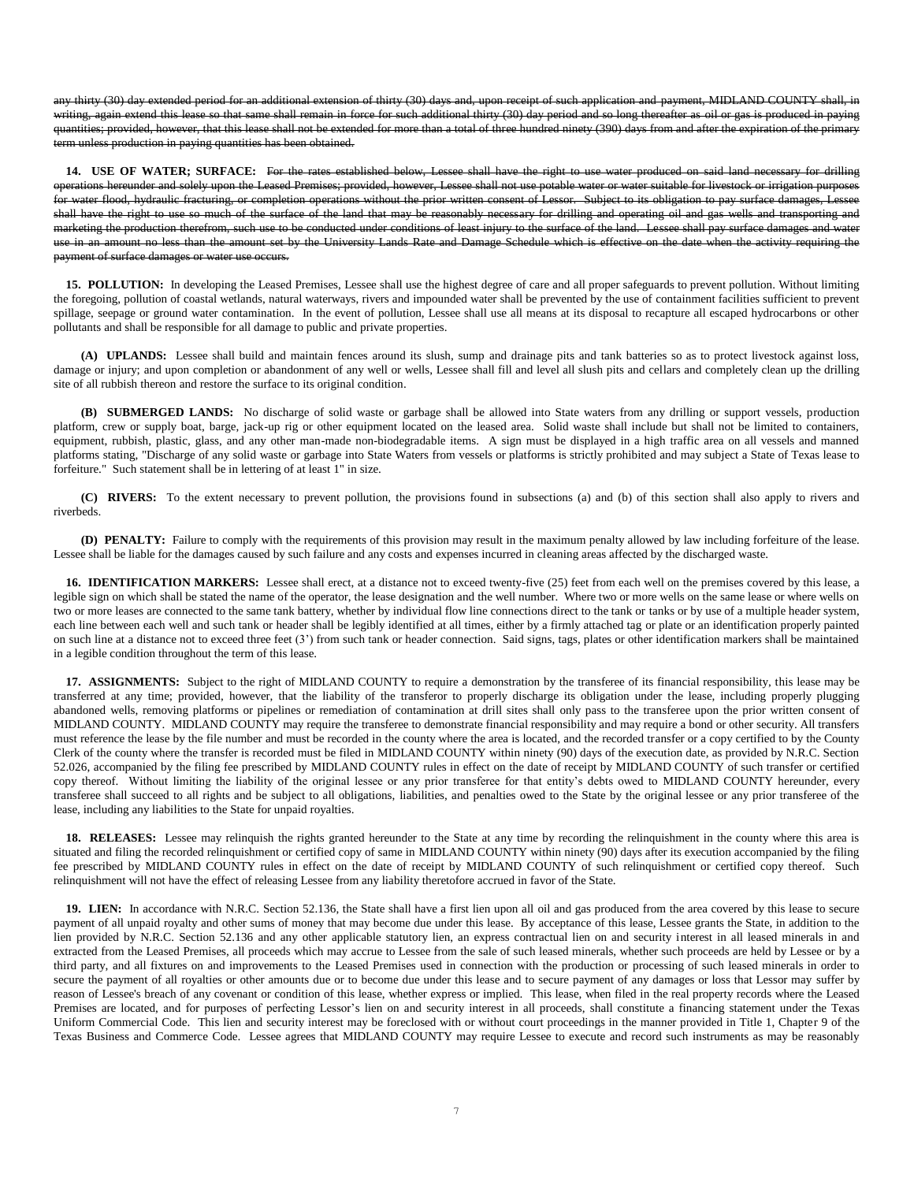~~any thirty (30) day extended period for an additional extension of thirty (30) days and, upon receipt of such application and payment, MIDLAND COUNTY shall, in writing, again extend this lease so that same shall remain in force for such additional thirty (30) day period and so long thereafter as oil or gas is produced in paying quantities; provided, however, that this lease shall not be extended for more than a total of three hundred ninety (390) days from and after the expiration of the primary term unless production in paying quantities has been obtained.~~

**14. USE OF WATER; SURFACE:** ~~For the rates established below, Lessee shall have the right to use water produced on said land necessary for drilling operations hereunder and solely upon the Leased Premises; provided, however, Lessee shall not use potable water or water suitable for livestock or irrigation purposes for water flood, hydraulic fracturing, or completion operations without the prior written consent of Lessor. Subject to its obligation to pay surface damages, Lessee shall have the right to use so much of the surface of the land that may be reasonably necessary for drilling and operating oil and gas wells and transporting and marketing the production therefrom, such use to be conducted under conditions of least injury to the surface of the land. Lessee shall pay surface damages and water use in an amount no less than the amount set by the University Lands Rate and Damage Schedule which is effective on the date when the activity requiring the payment of surface damages or water use occurs.~~

**15. POLLUTION:** In developing the Leased Premises, Lessee shall use the highest degree of care and all proper safeguards to prevent pollution. Without limiting the foregoing, pollution of coastal wetlands, natural waterways, rivers and impounded water shall be prevented by the use of containment facilities sufficient to prevent spillage, seepage or ground water contamination. In the event of pollution, Lessee shall use all means at its disposal to recapture all escaped hydrocarbons or other pollutants and shall be responsible for all damage to public and private properties.

**(A) UPLANDS:** Lessee shall build and maintain fences around its slush, sump and drainage pits and tank batteries so as to protect livestock against loss, damage or injury; and upon completion or abandonment of any well or wells, Lessee shall fill and level all slush pits and cellars and completely clean up the drilling site of all rubbish thereon and restore the surface to its original condition.

**(B) SUBMERGED LANDS:** No discharge of solid waste or garbage shall be allowed into State waters from any drilling or support vessels, production platform, crew or supply boat, barge, jack-up rig or other equipment located on the leased area. Solid waste shall include but shall not be limited to containers, equipment, rubbish, plastic, glass, and any other man-made non-biodegradable items. A sign must be displayed in a high traffic area on all vessels and manned platforms stating, "Discharge of any solid waste or garbage into State Waters from vessels or platforms is strictly prohibited and may subject a State of Texas lease to forfeiture." Such statement shall be in lettering of at least 1" in size.

**(C) RIVERS:** To the extent necessary to prevent pollution, the provisions found in subsections (a) and (b) of this section shall also apply to rivers and riverbeds.

**(D) PENALTY:** Failure to comply with the requirements of this provision may result in the maximum penalty allowed by law including forfeiture of the lease. Lessee shall be liable for the damages caused by such failure and any costs and expenses incurred in cleaning areas affected by the discharged waste.

**16. IDENTIFICATION MARKERS:** Lessee shall erect, at a distance not to exceed twenty-five (25) feet from each well on the premises covered by this lease, a legible sign on which shall be stated the name of the operator, the lease designation and the well number. Where two or more wells on the same lease or where wells on two or more leases are connected to the same tank battery, whether by individual flow line connections direct to the tank or tanks or by use of a multiple header system, each line between each well and such tank or header shall be legibly identified at all times, either by a firmly attached tag or plate or an identification properly painted on such line at a distance not to exceed three feet (3') from such tank or header connection. Said signs, tags, plates or other identification markers shall be maintained in a legible condition throughout the term of this lease.

**17. ASSIGNMENTS:** Subject to the right of MIDLAND COUNTY to require a demonstration by the transferee of its financial responsibility, this lease may be transferred at any time; provided, however, that the liability of the transferor to properly discharge its obligation under the lease, including properly plugging abandoned wells, removing platforms or pipelines or remediation of contamination at drill sites shall only pass to the transferee upon the prior written consent of MIDLAND COUNTY. MIDLAND COUNTY may require the transferee to demonstrate financial responsibility and may require a bond or other security. All transfers must reference the lease by the file number and must be recorded in the county where the area is located, and the recorded transfer or a copy certified to by the County Clerk of the county where the transfer is recorded must be filed in MIDLAND COUNTY within ninety (90) days of the execution date, as provided by N.R.C. Section 52.026, accompanied by the filing fee prescribed by MIDLAND COUNTY rules in effect on the date of receipt by MIDLAND COUNTY of such transfer or certified copy thereof. Without limiting the liability of the original lessee or any prior transferee for that entity's debts owed to MIDLAND COUNTY hereunder, every transferee shall succeed to all rights and be subject to all obligations, liabilities, and penalties owed to the State by the original lessee or any prior transferee of the lease, including any liabilities to the State for unpaid royalties.

**18. RELEASES:** Lessee may relinquish the rights granted hereunder to the State at any time by recording the relinquishment in the county where this area is situated and filing the recorded relinquishment or certified copy of same in MIDLAND COUNTY within ninety (90) days after its execution accompanied by the filing fee prescribed by MIDLAND COUNTY rules in effect on the date of receipt by MIDLAND COUNTY of such relinquishment or certified copy thereof. Such relinquishment will not have the effect of releasing Lessee from any liability theretofore accrued in favor of the State.

**19. LIEN:** In accordance with N.R.C. Section 52.136, the State shall have a first lien upon all oil and gas produced from the area covered by this lease to secure payment of all unpaid royalty and other sums of money that may become due under this lease. By acceptance of this lease, Lessee grants the State, in addition to the lien provided by N.R.C. Section 52.136 and any other applicable statutory lien, an express contractual lien on and security interest in all leased minerals in and extracted from the Leased Premises, all proceeds which may accrue to Lessee from the sale of such leased minerals, whether such proceeds are held by Lessee or by a third party, and all fixtures on and improvements to the Leased Premises used in connection with the production or processing of such leased minerals in order to secure the payment of all royalties or other amounts due or to become due under this lease and to secure payment of any damages or loss that Lessor may suffer by reason of Lessee's breach of any covenant or condition of this lease, whether express or implied. This lease, when filed in the real property records where the Leased Premises are located, and for purposes of perfecting Lessor's lien on and security interest in all proceeds, shall constitute a financing statement under the Texas Uniform Commercial Code. This lien and security interest may be foreclosed with or without court proceedings in the manner provided in Title 1, Chapter 9 of the Texas Business and Commerce Code. Lessee agrees that MIDLAND COUNTY may require Lessee to execute and record such instruments as may be reasonably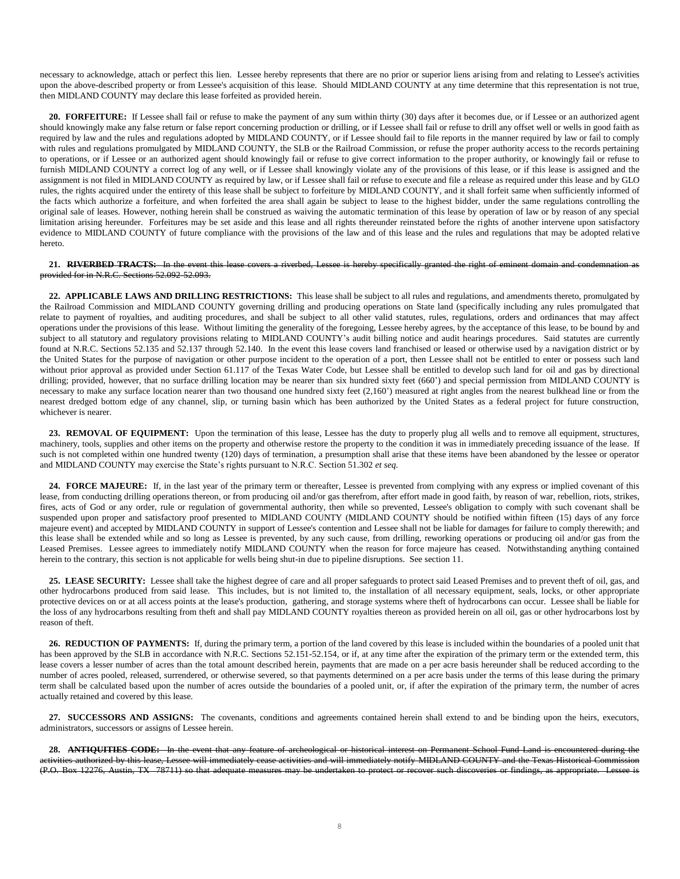necessary to acknowledge, attach or perfect this lien. Lessee hereby represents that there are no prior or superior liens arising from and relating to Lessee's activities upon the above-described property or from Lessee's acquisition of this lease. Should MIDLAND COUNTY at any time determine that this representation is not true, then MIDLAND COUNTY may declare this lease forfeited as provided herein.

**20. FORFEITURE:** If Lessee shall fail or refuse to make the payment of any sum within thirty (30) days after it becomes due, or if Lessee or an authorized agent should knowingly make any false return or false report concerning production or drilling, or if Lessee shall fail or refuse to drill any offset well or wells in good faith as required by law and the rules and regulations adopted by MIDLAND COUNTY, or if Lessee should fail to file reports in the manner required by law or fail to comply with rules and regulations promulgated by MIDLAND COUNTY, the SLB or the Railroad Commission, or refuse the proper authority access to the records pertaining to operations, or if Lessee or an authorized agent should knowingly fail or refuse to give correct information to the proper authority, or knowingly fail or refuse to furnish MIDLAND COUNTY a correct log of any well, or if Lessee shall knowingly violate any of the provisions of this lease, or if this lease is assigned and the assignment is not filed in MIDLAND COUNTY as required by law, or if Lessee shall fail or refuse to execute and file a release as required under this lease and by GLO rules, the rights acquired under the entirety of this lease shall be subject to forfeiture by MIDLAND COUNTY, and it shall forfeit same when sufficiently informed of the facts which authorize a forfeiture, and when forfeited the area shall again be subject to lease to the highest bidder, under the same regulations controlling the original sale of leases. However, nothing herein shall be construed as waiving the automatic termination of this lease by operation of law or by reason of any special limitation arising hereunder. Forfeitures may be set aside and this lease and all rights thereunder reinstated before the rights of another intervene upon satisfactory evidence to MIDLAND COUNTY of future compliance with the provisions of the law and of this lease and the rules and regulations that may be adopted relative hereto.

**21.** ~~**RIVERBED TRACTS:** In the event this lease covers a riverbed, Lessee is hereby specifically granted the right of eminent domain and condemnation as provided for in N.R.C. Sections 52.092-52.093.~~

**22. APPLICABLE LAWS AND DRILLING RESTRICTIONS:** This lease shall be subject to all rules and regulations, and amendments thereto, promulgated by the Railroad Commission and MIDLAND COUNTY governing drilling and producing operations on State land (specifically including any rules promulgated that relate to payment of royalties, and auditing procedures, and shall be subject to all other valid statutes, rules, regulations, orders and ordinances that may affect operations under the provisions of this lease. Without limiting the generality of the foregoing, Lessee hereby agrees, by the acceptance of this lease, to be bound by and subject to all statutory and regulatory provisions relating to MIDLAND COUNTY's audit billing notice and audit hearings procedures. Said statutes are currently found at N.R.C. Sections 52.135 and 52.137 through 52.140. In the event this lease covers land franchised or leased or otherwise used by a navigation district or by the United States for the purpose of navigation or other purpose incident to the operation of a port, then Lessee shall not be entitled to enter or possess such land without prior approval as provided under Section 61.117 of the Texas Water Code, but Lessee shall be entitled to develop such land for oil and gas by directional drilling; provided, however, that no surface drilling location may be nearer than six hundred sixty feet (660') and special permission from MIDLAND COUNTY is necessary to make any surface location nearer than two thousand one hundred sixty feet (2,160') measured at right angles from the nearest bulkhead line or from the nearest dredged bottom edge of any channel, slip, or turning basin which has been authorized by the United States as a federal project for future construction, whichever is nearer.

**23. REMOVAL OF EQUIPMENT:** Upon the termination of this lease, Lessee has the duty to properly plug all wells and to remove all equipment, structures, machinery, tools, supplies and other items on the property and otherwise restore the property to the condition it was in immediately preceding issuance of the lease. If such is not completed within one hundred twenty (120) days of termination, a presumption shall arise that these items have been abandoned by the lessee or operator and MIDLAND COUNTY may exercise the State's rights pursuant to N.R.C. Section 51.302 *et seq.*

**24. FORCE MAJEURE:** If, in the last year of the primary term or thereafter, Lessee is prevented from complying with any express or implied covenant of this lease, from conducting drilling operations thereon, or from producing oil and/or gas therefrom, after effort made in good faith, by reason of war, rebellion, riots, strikes, fires, acts of God or any order, rule or regulation of governmental authority, then while so prevented, Lessee's obligation to comply with such covenant shall be suspended upon proper and satisfactory proof presented to MIDLAND COUNTY (MIDLAND COUNTY should be notified within fifteen (15) days of any force majeure event) and accepted by MIDLAND COUNTY in support of Lessee's contention and Lessee shall not be liable for damages for failure to comply therewith; and this lease shall be extended while and so long as Lessee is prevented, by any such cause, from drilling, reworking operations or producing oil and/or gas from the Leased Premises. Lessee agrees to immediately notify MIDLAND COUNTY when the reason for force majeure has ceased. Notwithstanding anything contained herein to the contrary, this section is not applicable for wells being shut-in due to pipeline disruptions. See section 11.

**25. LEASE SECURITY:** Lessee shall take the highest degree of care and all proper safeguards to protect said Leased Premises and to prevent theft of oil, gas, and other hydrocarbons produced from said lease. This includes, but is not limited to, the installation of all necessary equipment, seals, locks, or other appropriate protective devices on or at all access points at the lease's production, gathering, and storage systems where theft of hydrocarbons can occur. Lessee shall be liable for the loss of any hydrocarbons resulting from theft and shall pay MIDLAND COUNTY royalties thereon as provided herein on all oil, gas or other hydrocarbons lost by reason of theft.

**26. REDUCTION OF PAYMENTS:** If, during the primary term, a portion of the land covered by this lease is included within the boundaries of a pooled unit that has been approved by the SLB in accordance with N.R.C. Sections 52.151-52.154, or if, at any time after the expiration of the primary term or the extended term, this lease covers a lesser number of acres than the total amount described herein, payments that are made on a per acre basis hereunder shall be reduced according to the number of acres pooled, released, surrendered, or otherwise severed, so that payments determined on a per acre basis under the terms of this lease during the primary term shall be calculated based upon the number of acres outside the boundaries of a pooled unit, or, if after the expiration of the primary term, the number of acres actually retained and covered by this lease.

**27. SUCCESSORS AND ASSIGNS:** The covenants, conditions and agreements contained herein shall extend to and be binding upon the heirs, executors, administrators, successors or assigns of Lessee herein.

**28.** ~~**ANTIQUITIES CODE:** In the event that any feature of archeological or historical interest on Permanent School Fund Land is encountered during the activities authorized by this lease, Lessee will immediately cease activities and will immediately notify MIDLAND COUNTY and the Texas Historical Commission (P.O. Box 12276, Austin, TX 78711) so that adequate measures may be undertaken to protect or recover such discoveries or findings, as appropriate. Lessee is~~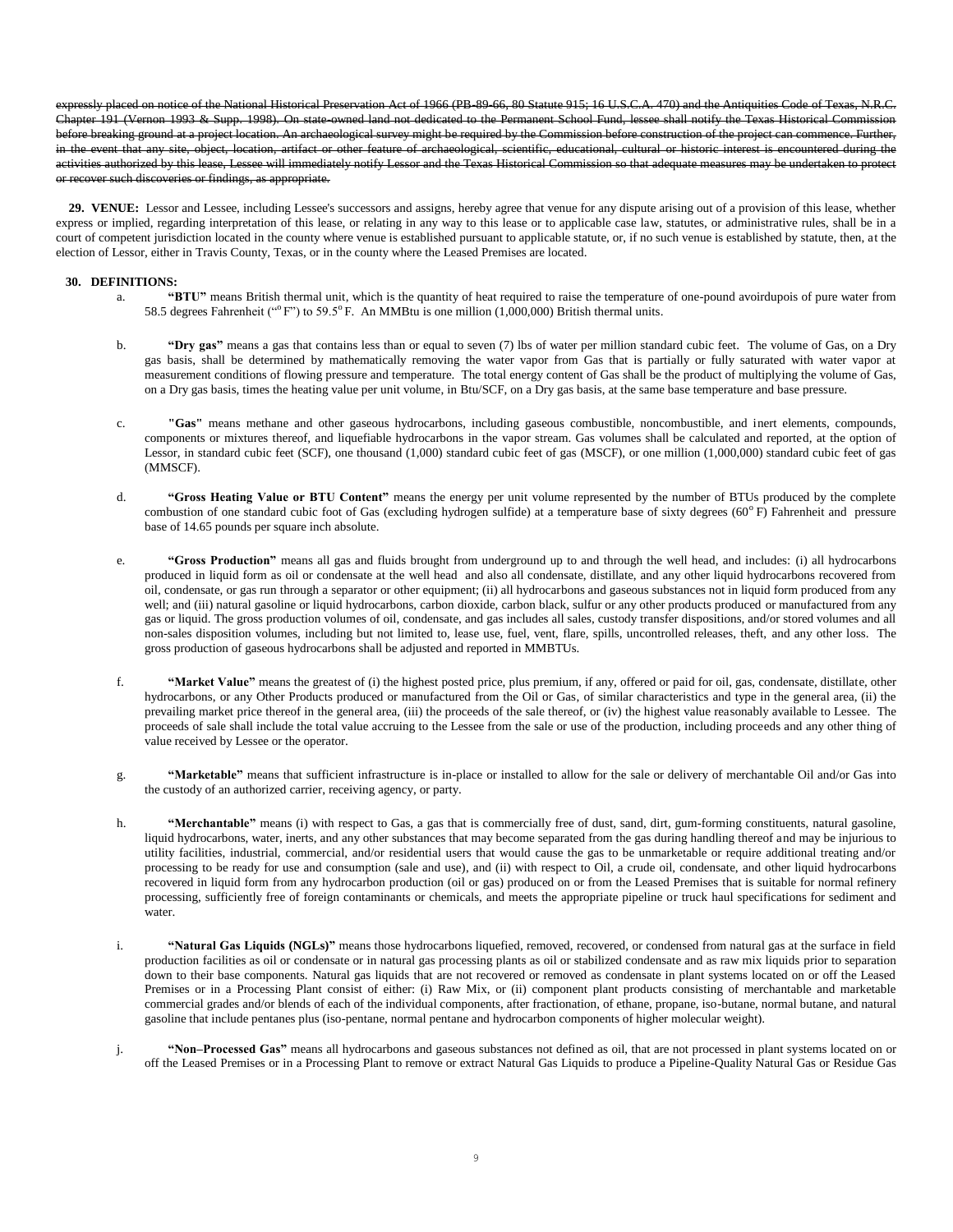~~expressly placed on notice of the National Historical Preservation Act of 1966 (PB-89-66, 80 Statute 915; 16 U.S.C.A. 470) and the Antiquities Code of Texas, N.R.C. Chapter 191 (Vernon 1993 & Supp. 1998). On state-owned land not dedicated to the Permanent School Fund, lessee shall notify the Texas Historical Commission before breaking ground at a project location. An archaeological survey might be required by the Commission before construction of the project can commence. Further, in the event that any site, object, location, artifact or other feature of archaeological, scientific, educational, cultural or historic interest is encountered during the activities authorized by this lease, Lessee will immediately notify Lessor and the Texas Historical Commission so that adequate measures may be undertaken to protect or recover such discoveries or findings, as appropriate.~~

**29. VENUE:** Lessor and Lessee, including Lessee's successors and assigns, hereby agree that venue for any dispute arising out of a provision of this lease, whether express or implied, regarding interpretation of this lease, or relating in any way to this lease or to applicable case law, statutes, or administrative rules, shall be in a court of competent jurisdiction located in the county where venue is established pursuant to applicable statute, or, if no such venue is established by statute, then, at the election of Lessor, either in Travis County, Texas, or in the county where the Leased Premises are located.

**30. DEFINITIONS:**

a. **"BTU"** means British thermal unit, which is the quantity of heat required to raise the temperature of one-pound avoirdupois of pure water from 58.5 degrees Fahrenheit ("$^{o}$F") to 59.5$^{o}$F. An MMBtu is one million (1,000,000) British thermal units.

b. **"Dry gas"** means a gas that contains less than or equal to seven (7) lbs of water per million standard cubic feet. The volume of Gas, on a Dry gas basis, shall be determined by mathematically removing the water vapor from Gas that is partially or fully saturated with water vapor at measurement conditions of flowing pressure and temperature. The total energy content of Gas shall be the product of multiplying the volume of Gas, on a Dry gas basis, times the heating value per unit volume, in Btu/SCF, on a Dry gas basis, at the same base temperature and base pressure.

c. **"Gas"** means methane and other gaseous hydrocarbons, including gaseous combustible, noncombustible, and inert elements, compounds, components or mixtures thereof, and liquefiable hydrocarbons in the vapor stream. Gas volumes shall be calculated and reported, at the option of Lessor, in standard cubic feet (SCF), one thousand (1,000) standard cubic feet of gas (MSCF), or one million (1,000,000) standard cubic feet of gas (MMSCF).

d. **"Gross Heating Value or BTU Content"** means the energy per unit volume represented by the number of BTUs produced by the complete combustion of one standard cubic foot of Gas (excluding hydrogen sulfide) at a temperature base of sixty degrees (60$^{o}$ F) Fahrenheit and pressure base of 14.65 pounds per square inch absolute.

e. **"Gross Production"** means all gas and fluids brought from underground up to and through the well head, and includes: (i) all hydrocarbons produced in liquid form as oil or condensate at the well head and also all condensate, distillate, and any other liquid hydrocarbons recovered from oil, condensate, or gas run through a separator or other equipment; (ii) all hydrocarbons and gaseous substances not in liquid form produced from any well; and (iii) natural gasoline or liquid hydrocarbons, carbon dioxide, carbon black, sulfur or any other products produced or manufactured from any gas or liquid. The gross production volumes of oil, condensate, and gas includes all sales, custody transfer dispositions, and/or stored volumes and all non-sales disposition volumes, including but not limited to, lease use, fuel, vent, flare, spills, uncontrolled releases, theft, and any other loss. The gross production of gaseous hydrocarbons shall be adjusted and reported in MMBTUs.

f. **"Market Value"** means the greatest of (i) the highest posted price, plus premium, if any, offered or paid for oil, gas, condensate, distillate, other hydrocarbons, or any Other Products produced or manufactured from the Oil or Gas, of similar characteristics and type in the general area, (ii) the prevailing market price thereof in the general area, (iii) the proceeds of the sale thereof, or (iv) the highest value reasonably available to Lessee. The proceeds of sale shall include the total value accruing to the Lessee from the sale or use of the production, including proceeds and any other thing of value received by Lessee or the operator.

g. **"Marketable"** means that sufficient infrastructure is in-place or installed to allow for the sale or delivery of merchantable Oil and/or Gas into the custody of an authorized carrier, receiving agency, or party.

h. **"Merchantable"** means (i) with respect to Gas, a gas that is commercially free of dust, sand, dirt, gum-forming constituents, natural gasoline, liquid hydrocarbons, water, inerts, and any other substances that may become separated from the gas during handling thereof and may be injurious to utility facilities, industrial, commercial, and/or residential users that would cause the gas to be unmarketable or require additional treating and/or processing to be ready for use and consumption (sale and use), and (ii) with respect to Oil, a crude oil, condensate, and other liquid hydrocarbons recovered in liquid form from any hydrocarbon production (oil or gas) produced on or from the Leased Premises that is suitable for normal refinery processing, sufficiently free of foreign contaminants or chemicals, and meets the appropriate pipeline or truck haul specifications for sediment and water.

i. **"Natural Gas Liquids (NGLs)"** means those hydrocarbons liquefied, removed, recovered, or condensed from natural gas at the surface in field production facilities as oil or condensate or in natural gas processing plants as oil or stabilized condensate and as raw mix liquids prior to separation down to their base components. Natural gas liquids that are not recovered or removed as condensate in plant systems located on or off the Leased Premises or in a Processing Plant consist of either: (i) Raw Mix, or (ii) component plant products consisting of merchantable and marketable commercial grades and/or blends of each of the individual components, after fractionation, of ethane, propane, iso-butane, normal butane, and natural gasoline that include pentanes plus (iso-pentane, normal pentane and hydrocarbon components of higher molecular weight).

j. **"Non–Processed Gas"** means all hydrocarbons and gaseous substances not defined as oil, that are not processed in plant systems located on or off the Leased Premises or in a Processing Plant to remove or extract Natural Gas Liquids to produce a Pipeline-Quality Natural Gas or Residue Gas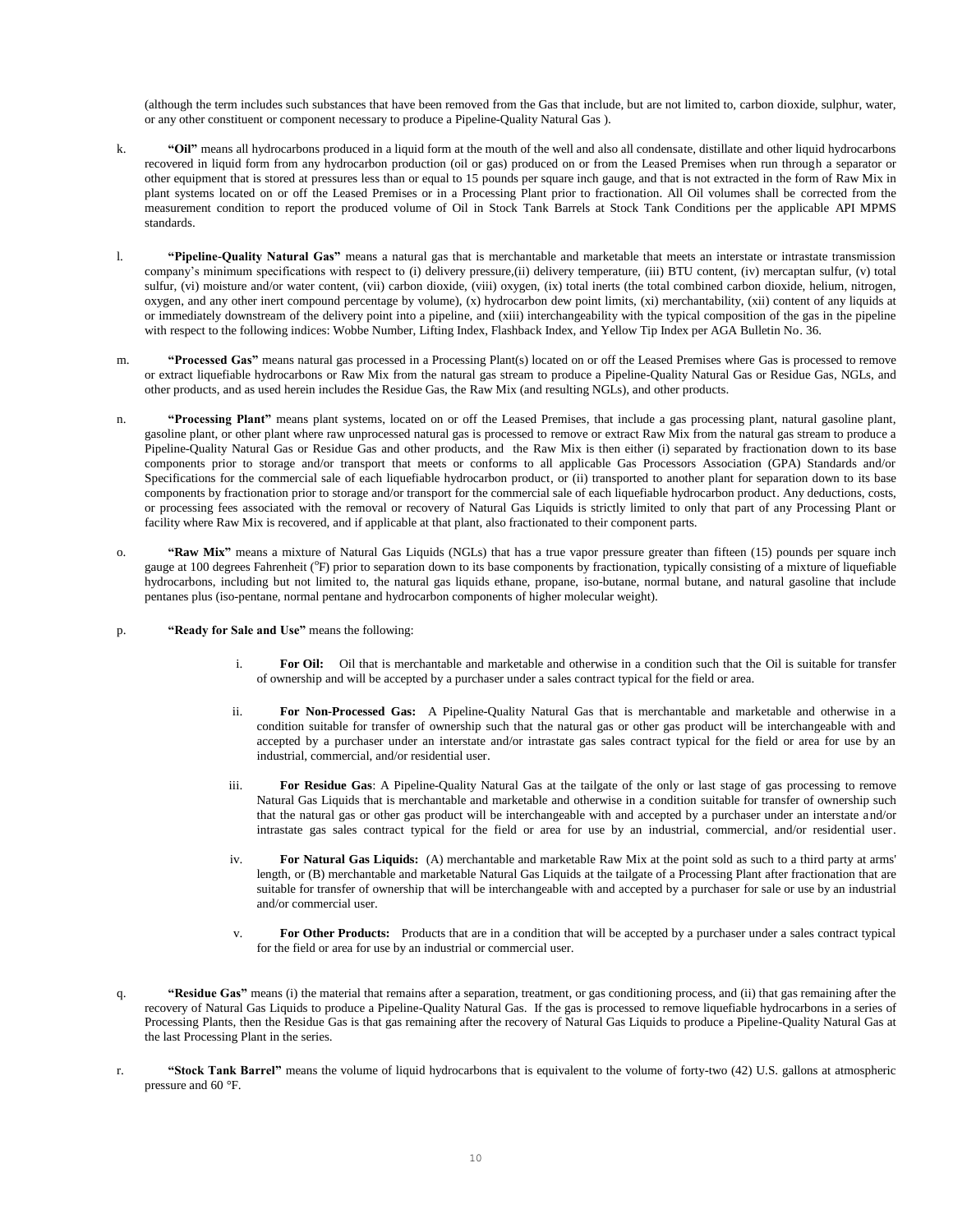(although the term includes such substances that have been removed from the Gas that include, but are not limited to, carbon dioxide, sulphur, water, or any other constituent or component necessary to produce a Pipeline-Quality Natural Gas ).

k. **"Oil"** means all hydrocarbons produced in a liquid form at the mouth of the well and also all condensate, distillate and other liquid hydrocarbons recovered in liquid form from any hydrocarbon production (oil or gas) produced on or from the Leased Premises when run through a separator or other equipment that is stored at pressures less than or equal to 15 pounds per square inch gauge, and that is not extracted in the form of Raw Mix in plant systems located on or off the Leased Premises or in a Processing Plant prior to fractionation. All Oil volumes shall be corrected from the measurement condition to report the produced volume of Oil in Stock Tank Barrels at Stock Tank Conditions per the applicable API MPMS standards.

l. **"Pipeline-Quality Natural Gas"** means a natural gas that is merchantable and marketable that meets an interstate or intrastate transmission company's minimum specifications with respect to (i) delivery pressure,(ii) delivery temperature, (iii) BTU content, (iv) mercaptan sulfur, (v) total sulfur, (vi) moisture and/or water content, (vii) carbon dioxide, (viii) oxygen, (ix) total inerts (the total combined carbon dioxide, helium, nitrogen, oxygen, and any other inert compound percentage by volume), (x) hydrocarbon dew point limits, (xi) merchantability, (xii) content of any liquids at or immediately downstream of the delivery point into a pipeline, and (xiii) interchangeability with the typical composition of the gas in the pipeline with respect to the following indices: Wobbe Number, Lifting Index, Flashback Index, and Yellow Tip Index per AGA Bulletin No. 36.

m. **"Processed Gas"** means natural gas processed in a Processing Plant(s) located on or off the Leased Premises where Gas is processed to remove or extract liquefiable hydrocarbons or Raw Mix from the natural gas stream to produce a Pipeline-Quality Natural Gas or Residue Gas, NGLs, and other products, and as used herein includes the Residue Gas, the Raw Mix (and resulting NGLs), and other products.

n. **"Processing Plant"** means plant systems, located on or off the Leased Premises, that include a gas processing plant, natural gasoline plant, gasoline plant, or other plant where raw unprocessed natural gas is processed to remove or extract Raw Mix from the natural gas stream to produce a Pipeline-Quality Natural Gas or Residue Gas and other products, and the Raw Mix is then either (i) separated by fractionation down to its base components prior to storage and/or transport that meets or conforms to all applicable Gas Processors Association (GPA) Standards and/or Specifications for the commercial sale of each liquefiable hydrocarbon product, or (ii) transported to another plant for separation down to its base components by fractionation prior to storage and/or transport for the commercial sale of each liquefiable hydrocarbon product. Any deductions, costs, or processing fees associated with the removal or recovery of Natural Gas Liquids is strictly limited to only that part of any Processing Plant or facility where Raw Mix is recovered, and if applicable at that plant, also fractionated to their component parts.

o. **"Raw Mix"** means a mixture of Natural Gas Liquids (NGLs) that has a true vapor pressure greater than fifteen (15) pounds per square inch gauge at 100 degrees Fahrenheit (°F) prior to separation down to its base components by fractionation, typically consisting of a mixture of liquefiable hydrocarbons, including but not limited to, the natural gas liquids ethane, propane, iso-butane, normal butane, and natural gasoline that include pentanes plus (iso-pentane, normal pentane and hydrocarbon components of higher molecular weight).

p. **"Ready for Sale and Use"** means the following:

i. **For Oil:** Oil that is merchantable and marketable and otherwise in a condition such that the Oil is suitable for transfer of ownership and will be accepted by a purchaser under a sales contract typical for the field or area.

ii. **For Non-Processed Gas:** A Pipeline-Quality Natural Gas that is merchantable and marketable and otherwise in a condition suitable for transfer of ownership such that the natural gas or other gas product will be interchangeable with and accepted by a purchaser under an interstate and/or intrastate gas sales contract typical for the field or area for use by an industrial, commercial, and/or residential user.

iii. **For Residue Gas**: A Pipeline-Quality Natural Gas at the tailgate of the only or last stage of gas processing to remove Natural Gas Liquids that is merchantable and marketable and otherwise in a condition suitable for transfer of ownership such that the natural gas or other gas product will be interchangeable with and accepted by a purchaser under an interstate and/or intrastate gas sales contract typical for the field or area for use by an industrial, commercial, and/or residential user.

iv. **For Natural Gas Liquids:** (A) merchantable and marketable Raw Mix at the point sold as such to a third party at arms' length, or (B) merchantable and marketable Natural Gas Liquids at the tailgate of a Processing Plant after fractionation that are suitable for transfer of ownership that will be interchangeable with and accepted by a purchaser for sale or use by an industrial and/or commercial user.

v. **For Other Products:** Products that are in a condition that will be accepted by a purchaser under a sales contract typical for the field or area for use by an industrial or commercial user.

q. **"Residue Gas"** means (i) the material that remains after a separation, treatment, or gas conditioning process, and (ii) that gas remaining after the recovery of Natural Gas Liquids to produce a Pipeline-Quality Natural Gas. If the gas is processed to remove liquefiable hydrocarbons in a series of Processing Plants, then the Residue Gas is that gas remaining after the recovery of Natural Gas Liquids to produce a Pipeline-Quality Natural Gas at the last Processing Plant in the series.

r. **"Stock Tank Barrel"** means the volume of liquid hydrocarbons that is equivalent to the volume of forty-two (42) U.S. gallons at atmospheric pressure and 60 °F.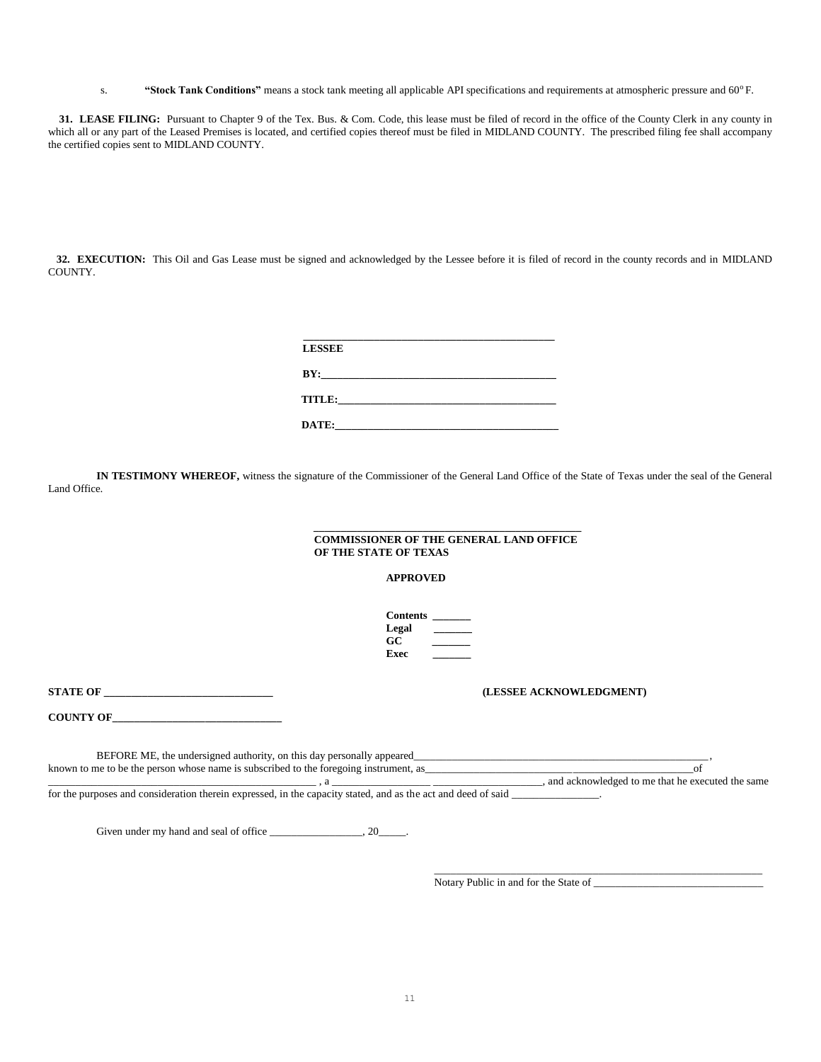s. **"Stock Tank Conditions"** means a stock tank meeting all applicable API specifications and requirements at atmospheric pressure and 60$^{o}$ F.

**31. LEASE FILING:** Pursuant to Chapter 9 of the Tex. Bus. & Com. Code, this lease must be filed of record in the office of the County Clerk in any county in which all or any part of the Leased Premises is located, and certified copies thereof must be filed in MIDLAND COUNTY. The prescribed filing fee shall accompany the certified copies sent to MIDLAND COUNTY.

**32. EXECUTION:** This Oil and Gas Lease must be signed and acknowledged by the Lessee before it is filed of record in the county records and in MIDLAND COUNTY.

______________________________________________
**LESSEE**

**BY:**__________________________________________

**TITLE:**_______________________________________

**DATE:**________________________________________

**IN TESTIMONY WHEREOF,** witness the signature of the Commissioner of the General Land Office of the State of Texas under the seal of the General Land Office.

______________________________________________
**COMMISSIONER OF THE GENERAL LAND OFFICE OF THE STATE OF TEXAS**

**APPROVED**

**Contents** _______
**Legal** _______
**GC** _______
**Exec** _______

**STATE OF** ______________________________ **(LESSEE ACKNOWLEDGMENT)**

**COUNTY OF**______________________________

BEFORE ME, the undersigned authority, on this day personally appeared_______________________________________________________ , known to me to be the person whose name is subscribed to the foregoing instrument, as_______________________________________________of ________________________________________________ , a _________________ ____________________, and acknowledged to me that he executed the same for the purposes and consideration therein expressed, in the capacity stated, and as the act and deed of said ________________.

Given under my hand and seal of office _________________, 20_____.

______________________________________________________________
Notary Public in and for the State of _______________________________